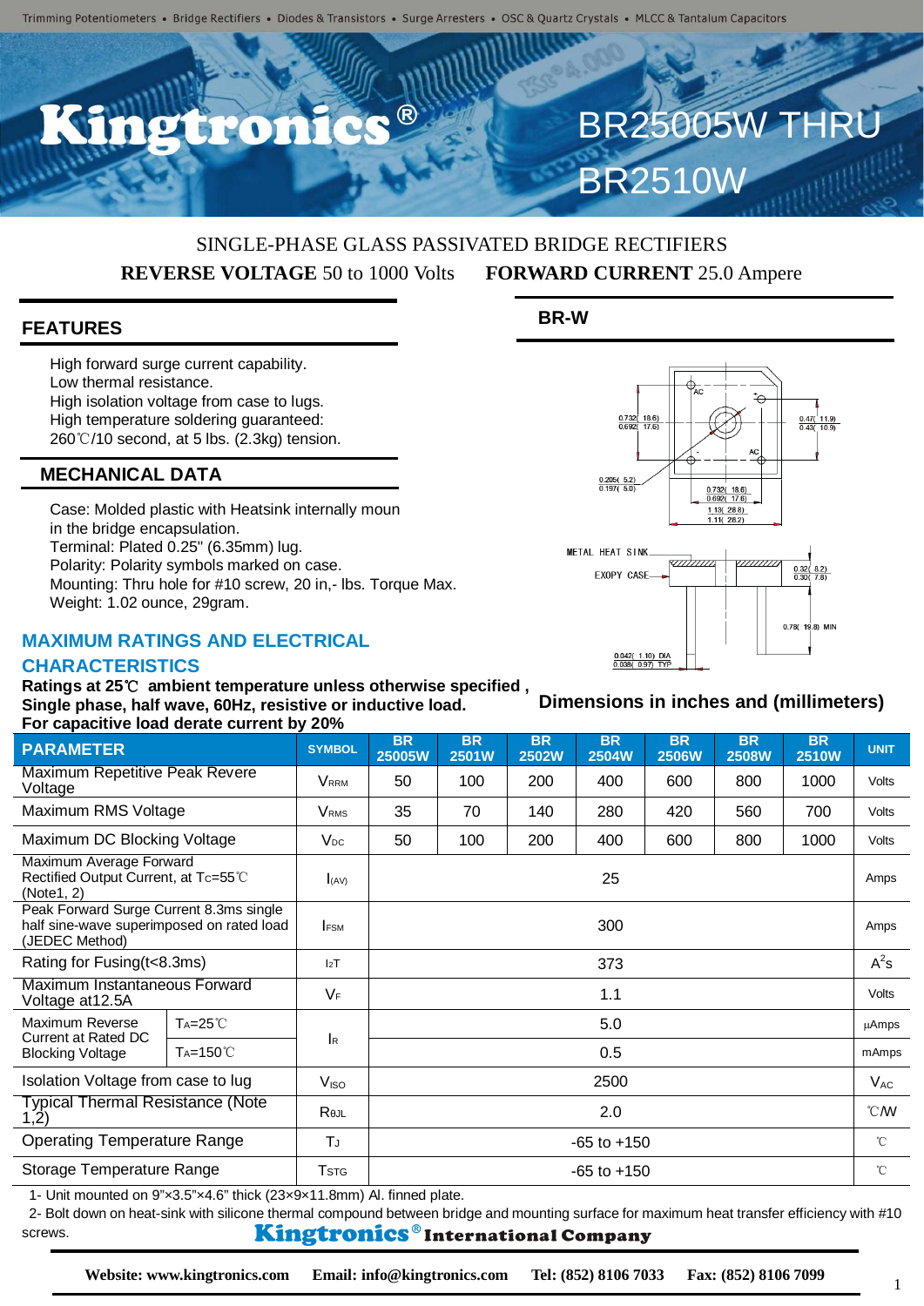Trimming Potentiometers • Bridge Rectifiers • Diodes & Transistors • Surge Arresters • OSC & Quartz Crystals • MLCC & Tantalum Capacitors

# Kingtronics®

# BR25005W THRU BR2510W

SINGLE-PHASE GLASS PASSIVATED BRIDGE RECTIFIERS

**REVERSE VOLTAGE** 50 to 1000 Volts **FORWARD CURRENT** 25.0 Ampere

## FEATURES

High forward surge current capability.
Low thermal resistance.
High isolation voltage from case to lugs.
High temperature soldering guaranteed:
260℃/10 second, at 5 lbs. (2.3kg) tension.

## MECHANICAL DATA

Case: Molded plastic with Heatsink internally moun in the bridge encapsulation.
Terminal: Plated 0.25" (6.35mm) lug.
Polarity: Polarity symbols marked on case.
Mounting: Thru hole for #10 screw, 20 in,- lbs. Torque Max.
Weight: 1.02 ounce, 29gram.

## BR-W

AC, +, AC, -
0.732( 18.6) / 0.692( 17.6)
0.47( 11.9) / 0.43( 10.9)
0.205( 5.2) / 0.197( 5.0)
0.732( 18.6) / 0.692( 17.6)
1.13( 28.8) / 1.11( 28.2)
METAL HEAT SINK
EXOPY CASE
0.32( 8.2) / 0.30( 7.8)
0.78( 19.8) MIN
0.042( 1.10) DIA / 0.038( 0.97) TYP

**Dimensions in inches and (millimeters)**

## MAXIMUM RATINGS AND ELECTRICAL CHARACTERISTICS

**Ratings at 25℃ ambient temperature unless otherwise specified , Single phase, half wave, 60Hz, resistive or inductive load. For capacitive load derate current by 20%**

| PARAMETER | | SYMBOL | BR 25005W | BR 2501W | BR 2502W | BR 2504W | BR 2506W | BR 2508W | BR 2510W | UNIT |
|---|---|---|---|---|---|---|---|---|---|---|
| Maximum Repetitive Peak Revere Voltage | | $V_{RRM}$ | 50 | 100 | 200 | 400 | 600 | 800 | 1000 | Volts |
| Maximum RMS Voltage | | $V_{RMS}$ | 35 | 70 | 140 | 280 | 420 | 560 | 700 | Volts |
| Maximum DC Blocking Voltage | | $V_{DC}$ | 50 | 100 | 200 | 400 | 600 | 800 | 1000 | Volts |
| Maximum Average Forward Rectified Output Current, at $T_C$=55℃ (Note1, 2) | | $I_{(AV)}$ | 25 | | | | | | | Amps |
| Peak Forward Surge Current 8.3ms single half sine-wave superimposed on rated load (JEDEC Method) | | $I_{FSM}$ | 300 | | | | | | | Amps |
| Rating for Fusing(t<8.3ms) | | $I^2T$ | 373 | | | | | | | $A^2s$ |
| Maximum Instantaneous Forward Voltage at12.5A | | $V_F$ | 1.1 | | | | | | | Volts |
| Maximum Reverse Current at Rated DC Blocking Voltage | $T_A$=25℃ | $I_R$ | 5.0 | | | | | | | µAmps |
| | $T_A$=150℃ | | 0.5 | | | | | | | mAmps |
| Isolation Voltage from case to lug | | $V_{ISO}$ | 2500 | | | | | | | $V_{AC}$ |
| Typical Thermal Resistance (Note 1,2) | | $R_{θJL}$ | 2.0 | | | | | | | ℃/W |
| Operating Temperature Range | | $T_J$ | -65 to +150 | | | | | | | ℃ |
| Storage Temperature Range | | $T_{STG}$ | -65 to +150 | | | | | | | ℃ |

1- Unit mounted on 9"×3.5"×4.6" thick (23×9×11.8mm) Al. finned plate.
2- Bolt down on heat-sink with silicone thermal compound between bridge and mounting surface for maximum heat transfer efficiency with #10 screws.

**Kingtronics® International Company**

**Website: www.kingtronics.com Email: info@kingtronics.com Tel: (852) 8106 7033 Fax: (852) 8106 7099**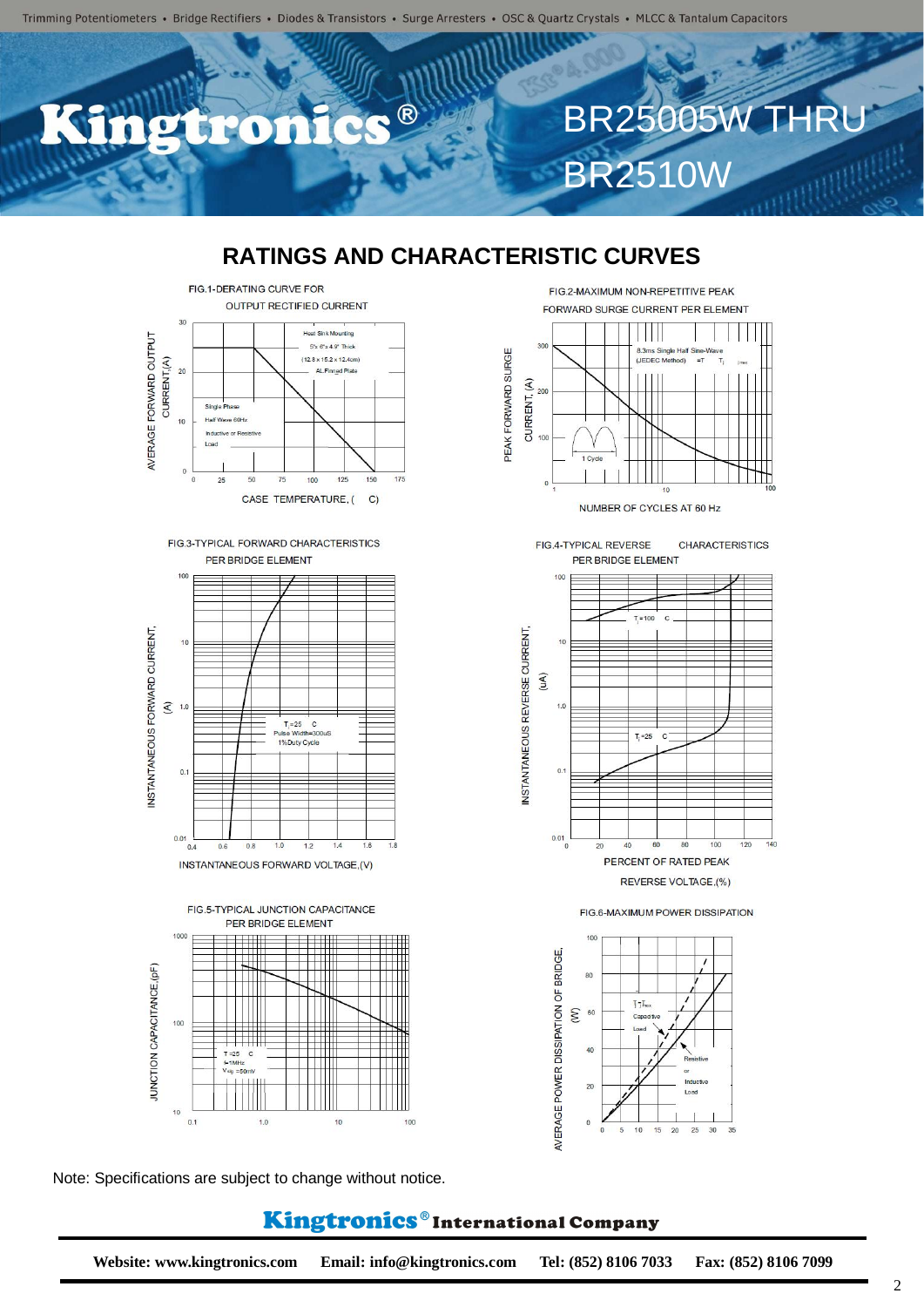# BR25005W THRU BR2510W

## RATINGS AND CHARACTERISTIC CURVES

FIG.1-DERATING CURVE FOR OUTPUT RECTIFIED CURRENT

AVERAGE FORWARD OUTPUT CURRENT,(A)

30
20
10
0

0 25 50 75 100 125 150 175

CASE TEMPERATURE, ( C)

Heat Sink Mounting
5"x 6"x 4.9" Thick
(12.8 x 15.2 x 12.4cm)
AL.Finned Plate

Single Phase
Half Wave 60Hz
Inductive or Resistive
Load

FIG.2-MAXIMUM NON-REPETITIVE PEAK FORWARD SURGE CURRENT PER ELEMENT

PEAK FORWARD SURGE CURRENT, (A)

300
200
100
0

1 10 100

NUMBER OF CYCLES AT 60 Hz

8.3ms Single Half Sine-Wave
(JEDEC Method) =T $T_j$ $T_{jmax}$

1 Cycle

FIG.3-TYPICAL FORWARD CHARACTERISTICS PER BRIDGE ELEMENT

INSTANTANEOUS FORWARD CURRENT, (A)

100
10
1.0
0.1
0.01

0.4 0.6 0.8 1.0 1.2 1.4 1.6 1.8

INSTANTANEOUS FORWARD VOLTAGE,(V)

$T_j$=25 C
Pulse Width=300uS
1%Duty Cycle

FIG.4-TYPICAL REVERSE CHARACTERISTICS PER BRIDGE ELEMENT

INSTANTANEOUS REVERSE CURRENT, (uA)

100
10
1.0
0.1
0.01

0 20 40 60 80 100 120 140

PERCENT OF RATED PEAK REVERSE VOLTAGE,(%)

$T_j$=100 C

$T_j$=25 C

FIG.5-TYPICAL JUNCTION CAPACITANCE PER BRIDGE ELEMENT

JUNCTION CAPACITANCE,(pF)

1000
100
10

0.1 1.0 10 100

T =25 C
f=1MHz
$V_{sig}$ =50mV

FIG.6-MAXIMUM POWER DISSIPATION

AVERAGE POWER DISSIPATION OF BRIDGE, (W)

100
80
60
40
20
0

0 5 10 15 20 25 30 35

$T_j$=$T_{jmax}$
Capacitive
Load

Resistive
or
Inductive
Load

Note: Specifications are subject to change without notice.

**Kingtronics® International Company**

**Website: www.kingtronics.com Email: info@kingtronics.com Tel: (852) 8106 7033 Fax: (852) 8106 7099**